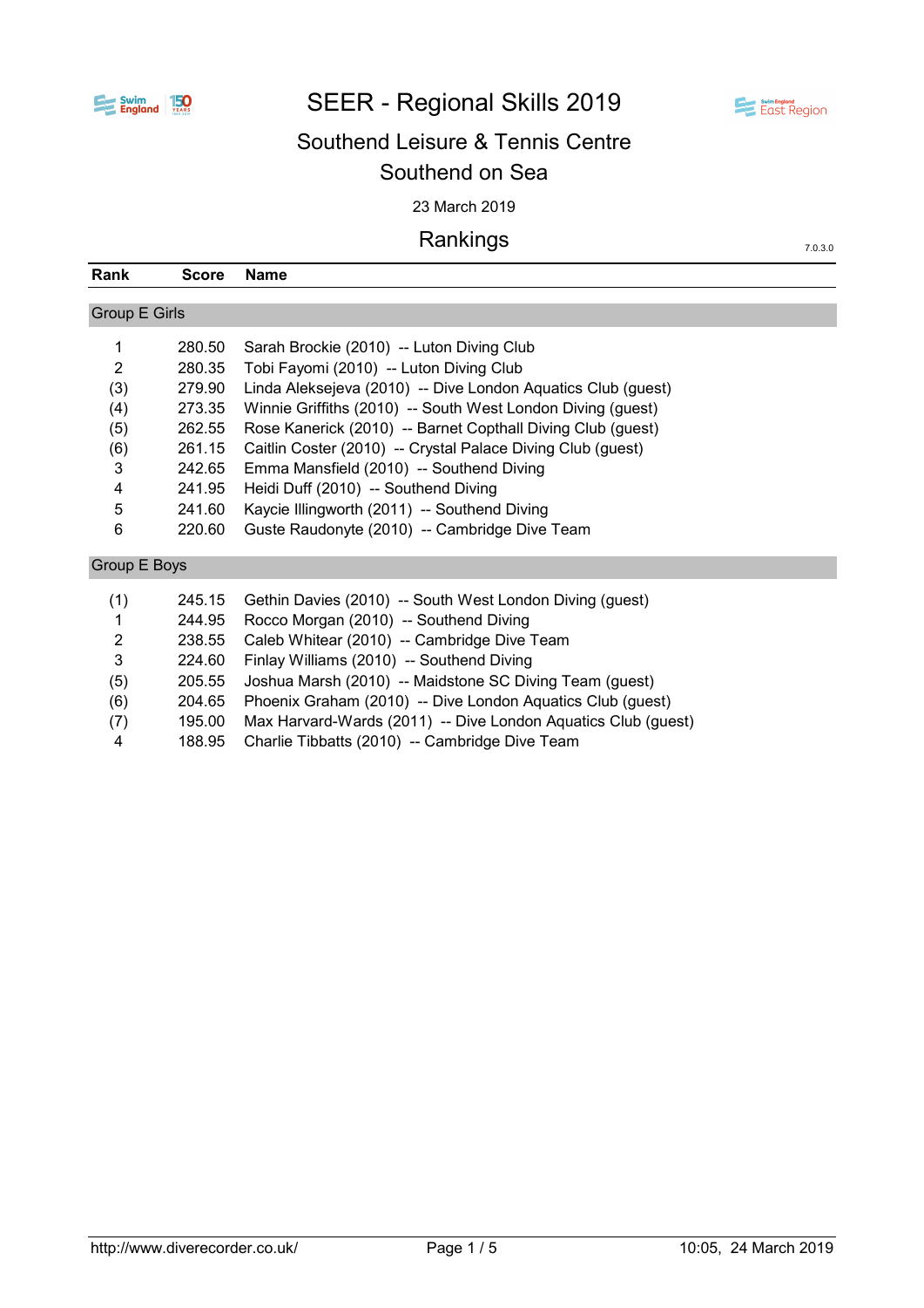# SEER - Regional Skills 2019

## Southend Leisure & Tennis Centre
## Southend on Sea

23 March 2019

## Rankings

7.0.3.0

| Rank | Score | Name |
|---|---|---|
| **Group E Girls** | | |
| 1 | 280.50 | Sarah Brockie (2010) -- Luton Diving Club |
| 2 | 280.35 | Tobi Fayomi (2010) -- Luton Diving Club |
| (3) | 279.90 | Linda Aleksejeva (2010) -- Dive London Aquatics Club (guest) |
| (4) | 273.35 | Winnie Griffiths (2010) -- South West London Diving (guest) |
| (5) | 262.55 | Rose Kanerick (2010) -- Barnet Copthall Diving Club (guest) |
| (6) | 261.15 | Caitlin Coster (2010) -- Crystal Palace Diving Club (guest) |
| 3 | 242.65 | Emma Mansfield (2010) -- Southend Diving |
| 4 | 241.95 | Heidi Duff (2010) -- Southend Diving |
| 5 | 241.60 | Kaycie Illingworth (2011) -- Southend Diving |
| 6 | 220.60 | Guste Raudonyte (2010) -- Cambridge Dive Team |
| **Group E Boys** | | |
| (1) | 245.15 | Gethin Davies (2010) -- South West London Diving (guest) |
| 1 | 244.95 | Rocco Morgan (2010) -- Southend Diving |
| 2 | 238.55 | Caleb Whitear (2010) -- Cambridge Dive Team |
| 3 | 224.60 | Finlay Williams (2010) -- Southend Diving |
| (5) | 205.55 | Joshua Marsh (2010) -- Maidstone SC Diving Team (guest) |
| (6) | 204.65 | Phoenix Graham (2010) -- Dive London Aquatics Club (guest) |
| (7) | 195.00 | Max Harvard-Wards (2011) -- Dive London Aquatics Club (guest) |
| 4 | 188.95 | Charlie Tibbatts (2010) -- Cambridge Dive Team |

http://www.diverecorder.co.uk/ 10:05, 24 March 2019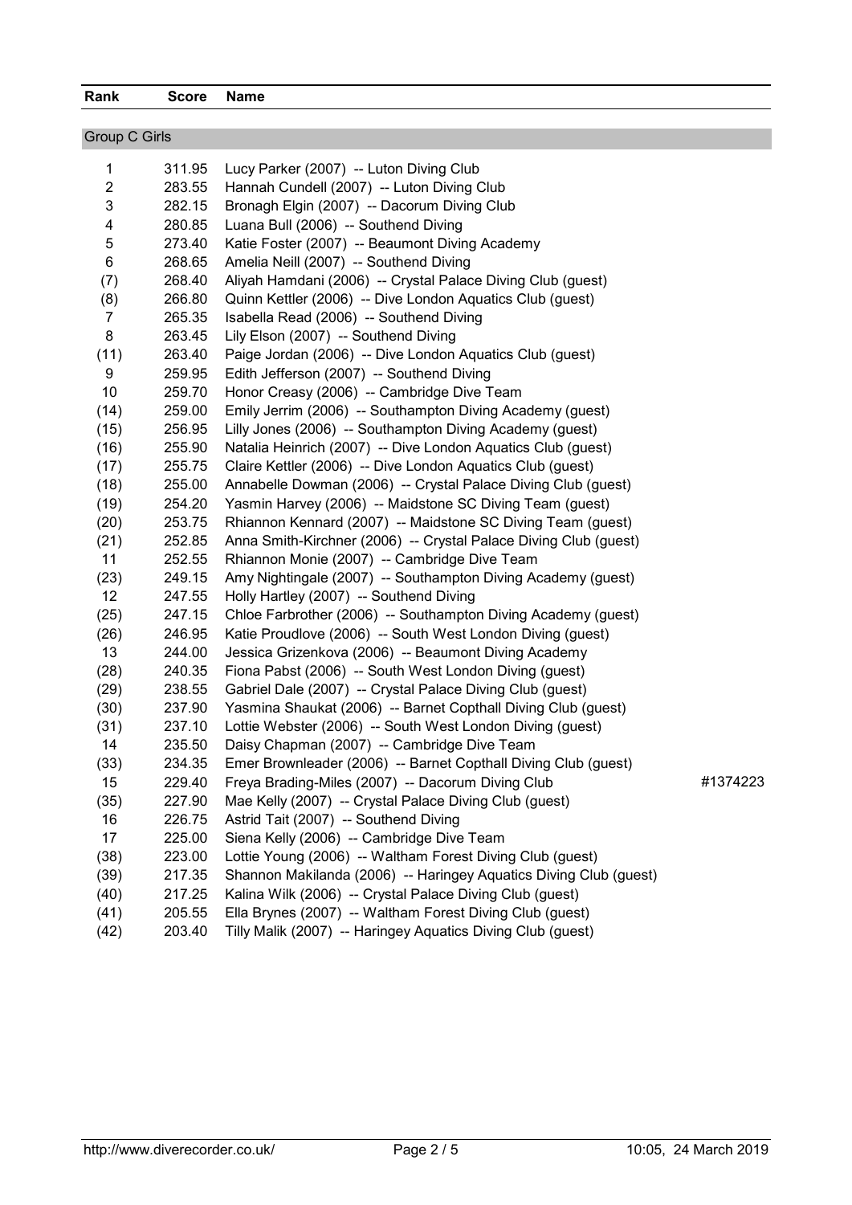| Rank | Score | Name |
|---|---|---|

## Group C Girls

| Rank | Score | Name | |
|---|---|---|---|
| 1 | 311.95 | Lucy Parker (2007) -- Luton Diving Club | |
| 2 | 283.55 | Hannah Cundell (2007) -- Luton Diving Club | |
| 3 | 282.15 | Bronagh Elgin (2007) -- Dacorum Diving Club | |
| 4 | 280.85 | Luana Bull (2006) -- Southend Diving | |
| 5 | 273.40 | Katie Foster (2007) -- Beaumont Diving Academy | |
| 6 | 268.65 | Amelia Neill (2007) -- Southend Diving | |
| (7) | 268.40 | Aliyah Hamdani (2006) -- Crystal Palace Diving Club (guest) | |
| (8) | 266.80 | Quinn Kettler (2006) -- Dive London Aquatics Club (guest) | |
| 7 | 265.35 | Isabella Read (2006) -- Southend Diving | |
| 8 | 263.45 | Lily Elson (2007) -- Southend Diving | |
| (11) | 263.40 | Paige Jordan (2006) -- Dive London Aquatics Club (guest) | |
| 9 | 259.95 | Edith Jefferson (2007) -- Southend Diving | |
| 10 | 259.70 | Honor Creasy (2006) -- Cambridge Dive Team | |
| (14) | 259.00 | Emily Jerrim (2006) -- Southampton Diving Academy (guest) | |
| (15) | 256.95 | Lilly Jones (2006) -- Southampton Diving Academy (guest) | |
| (16) | 255.90 | Natalia Heinrich (2007) -- Dive London Aquatics Club (guest) | |
| (17) | 255.75 | Claire Kettler (2006) -- Dive London Aquatics Club (guest) | |
| (18) | 255.00 | Annabelle Dowman (2006) -- Crystal Palace Diving Club (guest) | |
| (19) | 254.20 | Yasmin Harvey (2006) -- Maidstone SC Diving Team (guest) | |
| (20) | 253.75 | Rhiannon Kennard (2007) -- Maidstone SC Diving Team (guest) | |
| (21) | 252.85 | Anna Smith-Kirchner (2006) -- Crystal Palace Diving Club (guest) | |
| 11 | 252.55 | Rhiannon Monie (2007) -- Cambridge Dive Team | |
| (23) | 249.15 | Amy Nightingale (2007) -- Southampton Diving Academy (guest) | |
| 12 | 247.55 | Holly Hartley (2007) -- Southend Diving | |
| (25) | 247.15 | Chloe Farbrother (2006) -- Southampton Diving Academy (guest) | |
| (26) | 246.95 | Katie Proudlove (2006) -- South West London Diving (guest) | |
| 13 | 244.00 | Jessica Grizenkova (2006) -- Beaumont Diving Academy | |
| (28) | 240.35 | Fiona Pabst (2006) -- South West London Diving (guest) | |
| (29) | 238.55 | Gabriel Dale (2007) -- Crystal Palace Diving Club (guest) | |
| (30) | 237.90 | Yasmina Shaukat (2006) -- Barnet Copthall Diving Club (guest) | |
| (31) | 237.10 | Lottie Webster (2006) -- South West London Diving (guest) | |
| 14 | 235.50 | Daisy Chapman (2007) -- Cambridge Dive Team | |
| (33) | 234.35 | Emer Brownleader (2006) -- Barnet Copthall Diving Club (guest) | |
| 15 | 229.40 | Freya Brading-Miles (2007) -- Dacorum Diving Club | #1374223 |
| (35) | 227.90 | Mae Kelly (2007) -- Crystal Palace Diving Club (guest) | |
| 16 | 226.75 | Astrid Tait (2007) -- Southend Diving | |
| 17 | 225.00 | Siena Kelly (2006) -- Cambridge Dive Team | |
| (38) | 223.00 | Lottie Young (2006) -- Waltham Forest Diving Club (guest) | |
| (39) | 217.35 | Shannon Makilanda (2006) -- Haringey Aquatics Diving Club (guest) | |
| (40) | 217.25 | Kalina Wilk (2006) -- Crystal Palace Diving Club (guest) | |
| (41) | 205.55 | Ella Brynes (2007) -- Waltham Forest Diving Club (guest) | |
| (42) | 203.40 | Tilly Malik (2007) -- Haringey Aquatics Diving Club (guest) | |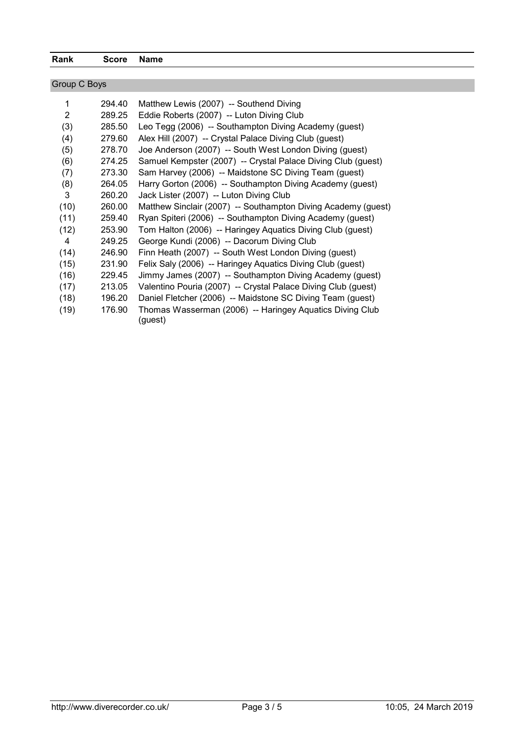| Rank | Score | Name |
|---|---|---|
| **Group C Boys** | | |
| 1 | 294.40 | Matthew Lewis (2007) -- Southend Diving |
| 2 | 289.25 | Eddie Roberts (2007) -- Luton Diving Club |
| (3) | 285.50 | Leo Tegg (2006) -- Southampton Diving Academy (guest) |
| (4) | 279.60 | Alex Hill (2007) -- Crystal Palace Diving Club (guest) |
| (5) | 278.70 | Joe Anderson (2007) -- South West London Diving (guest) |
| (6) | 274.25 | Samuel Kempster (2007) -- Crystal Palace Diving Club (guest) |
| (7) | 273.30 | Sam Harvey (2006) -- Maidstone SC Diving Team (guest) |
| (8) | 264.05 | Harry Gorton (2006) -- Southampton Diving Academy (guest) |
| 3 | 260.20 | Jack Lister (2007) -- Luton Diving Club |
| (10) | 260.00 | Matthew Sinclair (2007) -- Southampton Diving Academy (guest) |
| (11) | 259.40 | Ryan Spiteri (2006) -- Southampton Diving Academy (guest) |
| (12) | 253.90 | Tom Halton (2006) -- Haringey Aquatics Diving Club (guest) |
| 4 | 249.25 | George Kundi (2006) -- Dacorum Diving Club |
| (14) | 246.90 | Finn Heath (2007) -- South West London Diving (guest) |
| (15) | 231.90 | Felix Saly (2006) -- Haringey Aquatics Diving Club (guest) |
| (16) | 229.45 | Jimmy James (2007) -- Southampton Diving Academy (guest) |
| (17) | 213.05 | Valentino Pouria (2007) -- Crystal Palace Diving Club (guest) |
| (18) | 196.20 | Daniel Fletcher (2006) -- Maidstone SC Diving Team (guest) |
| (19) | 176.90 | Thomas Wasserman (2006) -- Haringey Aquatics Diving Club (guest) |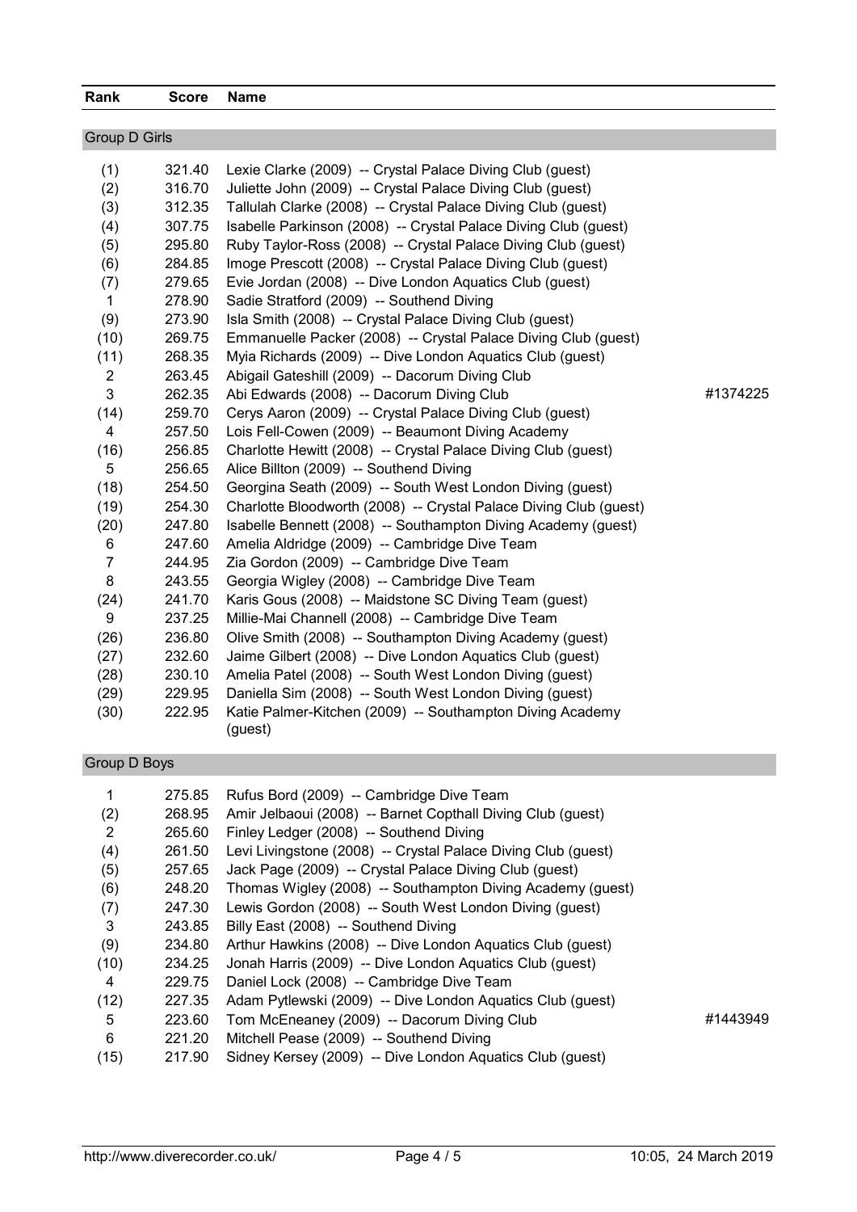| Rank | Score | Name | |
|---|---|---|---|
| **Group D Girls** | | | |
| (1) | 321.40 | Lexie Clarke (2009) -- Crystal Palace Diving Club (guest) | |
| (2) | 316.70 | Juliette John (2009) -- Crystal Palace Diving Club (guest) | |
| (3) | 312.35 | Tallulah Clarke (2008) -- Crystal Palace Diving Club (guest) | |
| (4) | 307.75 | Isabelle Parkinson (2008) -- Crystal Palace Diving Club (guest) | |
| (5) | 295.80 | Ruby Taylor-Ross (2008) -- Crystal Palace Diving Club (guest) | |
| (6) | 284.85 | Imoge Prescott (2008) -- Crystal Palace Diving Club (guest) | |
| (7) | 279.65 | Evie Jordan (2008) -- Dive London Aquatics Club (guest) | |
| 1 | 278.90 | Sadie Stratford (2009) -- Southend Diving | |
| (9) | 273.90 | Isla Smith (2008) -- Crystal Palace Diving Club (guest) | |
| (10) | 269.75 | Emmanuelle Packer (2008) -- Crystal Palace Diving Club (guest) | |
| (11) | 268.35 | Myia Richards (2009) -- Dive London Aquatics Club (guest) | |
| 2 | 263.45 | Abigail Gateshill (2009) -- Dacorum Diving Club | |
| 3 | 262.35 | Abi Edwards (2008) -- Dacorum Diving Club | #1374225 |
| (14) | 259.70 | Cerys Aaron (2009) -- Crystal Palace Diving Club (guest) | |
| 4 | 257.50 | Lois Fell-Cowen (2009) -- Beaumont Diving Academy | |
| (16) | 256.85 | Charlotte Hewitt (2008) -- Crystal Palace Diving Club (guest) | |
| 5 | 256.65 | Alice Billton (2009) -- Southend Diving | |
| (18) | 254.50 | Georgina Seath (2009) -- South West London Diving (guest) | |
| (19) | 254.30 | Charlotte Bloodworth (2008) -- Crystal Palace Diving Club (guest) | |
| (20) | 247.80 | Isabelle Bennett (2008) -- Southampton Diving Academy (guest) | |
| 6 | 247.60 | Amelia Aldridge (2009) -- Cambridge Dive Team | |
| 7 | 244.95 | Zia Gordon (2009) -- Cambridge Dive Team | |
| 8 | 243.55 | Georgia Wigley (2008) -- Cambridge Dive Team | |
| (24) | 241.70 | Karis Gous (2008) -- Maidstone SC Diving Team (guest) | |
| 9 | 237.25 | Millie-Mai Channell (2008) -- Cambridge Dive Team | |
| (26) | 236.80 | Olive Smith (2008) -- Southampton Diving Academy (guest) | |
| (27) | 232.60 | Jaime Gilbert (2008) -- Dive London Aquatics Club (guest) | |
| (28) | 230.10 | Amelia Patel (2008) -- South West London Diving (guest) | |
| (29) | 229.95 | Daniella Sim (2008) -- South West London Diving (guest) | |
| (30) | 222.95 | Katie Palmer-Kitchen (2009) -- Southampton Diving Academy (guest) | |
| **Group D Boys** | | | |
| 1 | 275.85 | Rufus Bord (2009) -- Cambridge Dive Team | |
| (2) | 268.95 | Amir Jelbaoui (2008) -- Barnet Copthall Diving Club (guest) | |
| 2 | 265.60 | Finley Ledger (2008) -- Southend Diving | |
| (4) | 261.50 | Levi Livingstone (2008) -- Crystal Palace Diving Club (guest) | |
| (5) | 257.65 | Jack Page (2009) -- Crystal Palace Diving Club (guest) | |
| (6) | 248.20 | Thomas Wigley (2008) -- Southampton Diving Academy (guest) | |
| (7) | 247.30 | Lewis Gordon (2008) -- South West London Diving (guest) | |
| 3 | 243.85 | Billy East (2008) -- Southend Diving | |
| (9) | 234.80 | Arthur Hawkins (2008) -- Dive London Aquatics Club (guest) | |
| (10) | 234.25 | Jonah Harris (2009) -- Dive London Aquatics Club (guest) | |
| 4 | 229.75 | Daniel Lock (2008) -- Cambridge Dive Team | |
| (12) | 227.35 | Adam Pytlewski (2009) -- Dive London Aquatics Club (guest) | |
| 5 | 223.60 | Tom McEneaney (2009) -- Dacorum Diving Club | #1443949 |
| 6 | 221.20 | Mitchell Pease (2009) -- Southend Diving | |
| (15) | 217.90 | Sidney Kersey (2009) -- Dive London Aquatics Club (guest) | |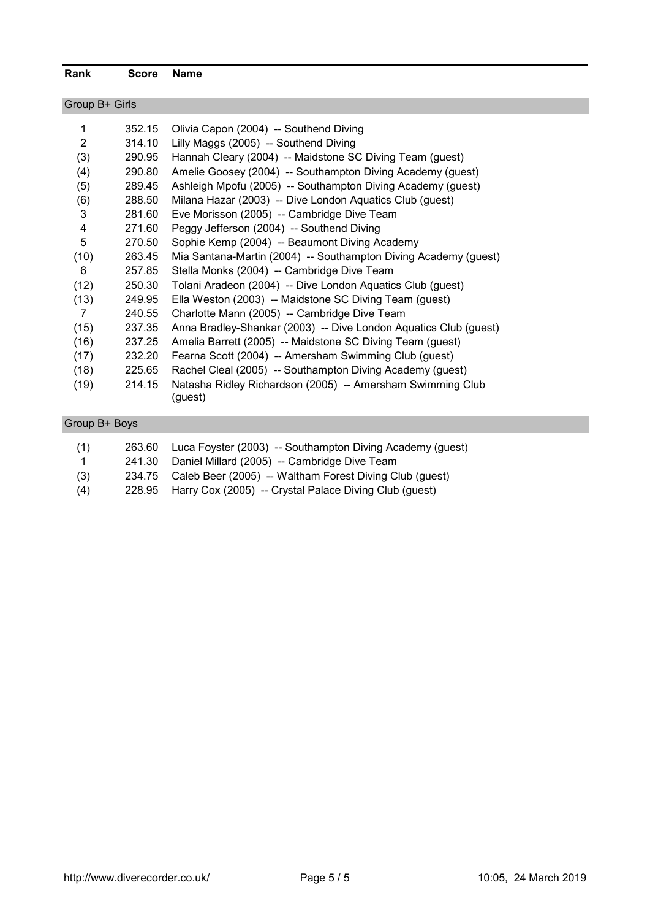| Rank | Score | Name |
|---|---|---|
| **Group B+ Girls** | | |
| 1 | 352.15 | Olivia Capon (2004) -- Southend Diving |
| 2 | 314.10 | Lilly Maggs (2005) -- Southend Diving |
| (3) | 290.95 | Hannah Cleary (2004) -- Maidstone SC Diving Team (guest) |
| (4) | 290.80 | Amelie Goosey (2004) -- Southampton Diving Academy (guest) |
| (5) | 289.45 | Ashleigh Mpofu (2005) -- Southampton Diving Academy (guest) |
| (6) | 288.50 | Milana Hazar (2003) -- Dive London Aquatics Club (guest) |
| 3 | 281.60 | Eve Morisson (2005) -- Cambridge Dive Team |
| 4 | 271.60 | Peggy Jefferson (2004) -- Southend Diving |
| 5 | 270.50 | Sophie Kemp (2004) -- Beaumont Diving Academy |
| (10) | 263.45 | Mia Santana-Martin (2004) -- Southampton Diving Academy (guest) |
| 6 | 257.85 | Stella Monks (2004) -- Cambridge Dive Team |
| (12) | 250.30 | Tolani Aradeon (2004) -- Dive London Aquatics Club (guest) |
| (13) | 249.95 | Ella Weston (2003) -- Maidstone SC Diving Team (guest) |
| 7 | 240.55 | Charlotte Mann (2005) -- Cambridge Dive Team |
| (15) | 237.35 | Anna Bradley-Shankar (2003) -- Dive London Aquatics Club (guest) |
| (16) | 237.25 | Amelia Barrett (2005) -- Maidstone SC Diving Team (guest) |
| (17) | 232.20 | Fearna Scott (2004) -- Amersham Swimming Club (guest) |
| (18) | 225.65 | Rachel Cleal (2005) -- Southampton Diving Academy (guest) |
| (19) | 214.15 | Natasha Ridley Richardson (2005) -- Amersham Swimming Club (guest) |
| **Group B+ Boys** | | |
| (1) | 263.60 | Luca Foyster (2003) -- Southampton Diving Academy (guest) |
| 1 | 241.30 | Daniel Millard (2005) -- Cambridge Dive Team |
| (3) | 234.75 | Caleb Beer (2005) -- Waltham Forest Diving Club (guest) |
| (4) | 228.95 | Harry Cox (2005) -- Crystal Palace Diving Club (guest) |